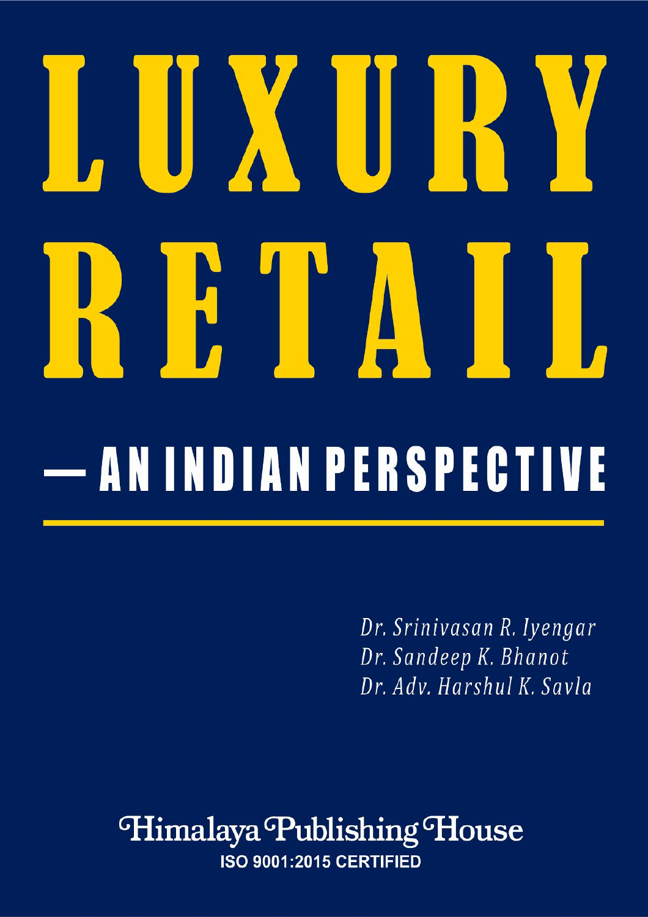# LUXURY RETAIL

## — AN INDIAN PERSPECTIVE

*Dr. Srinivasan R. Iyengar*
*Dr. Sandeep K. Bhanot*
*Dr. Adv. Harshul K. Savla*

Himalaya Publishing House
ISO 9001:2015 CERTIFIED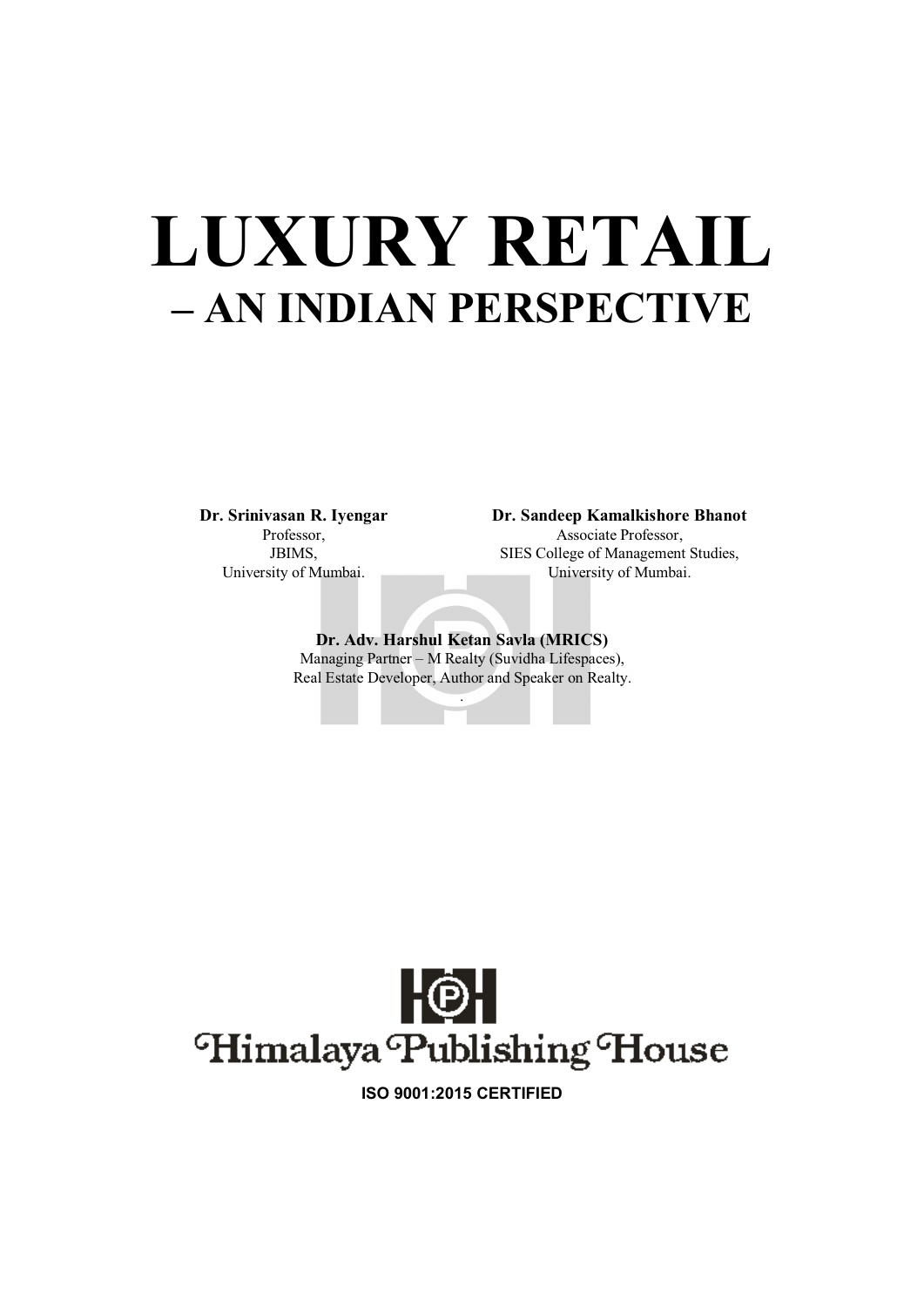# LUXURY RETAIL

## – AN INDIAN PERSPECTIVE

**Dr. Srinivasan R. Iyengar**
Professor,
JBIMS,
University of Mumbai.

**Dr. Sandeep Kamalkishore Bhanot**
Associate Professor,
SIES College of Management Studies,
University of Mumbai.

**Dr. Adv. Harshul Ketan Savla (MRICS)**
Managing Partner – M Realty (Suvidha Lifespaces),
Real Estate Developer, Author and Speaker on Realty.

Himalaya Publishing House

**ISO 9001:2015 CERTIFIED**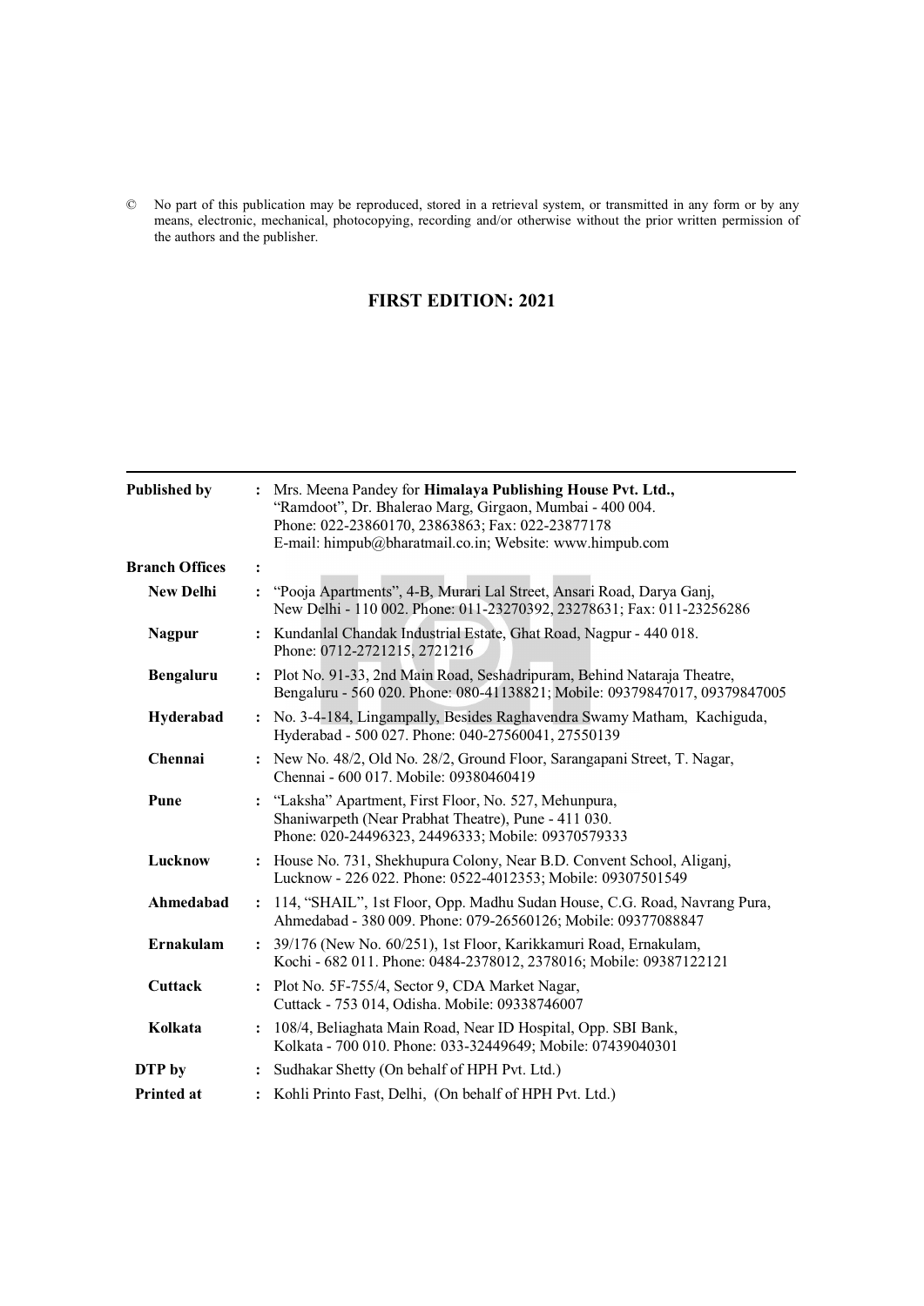© No part of this publication may be reproduced, stored in a retrieval system, or transmitted in any form or by any means, electronic, mechanical, photocopying, recording and/or otherwise without the prior written permission of the authors and the publisher.

**FIRST EDITION: 2021**

| | | |
|---|---|---|
| **Published by** | : | Mrs. Meena Pandey for **Himalaya Publishing House Pvt. Ltd.,** "Ramdoot", Dr. Bhalerao Marg, Girgaon, Mumbai - 400 004. Phone: 022-23860170, 23863863; Fax: 022-23877178 E-mail: himpub@bharatmail.co.in; Website: www.himpub.com |
| **Branch Offices** | : | |
| **New Delhi** | : | "Pooja Apartments", 4-B, Murari Lal Street, Ansari Road, Darya Ganj, New Delhi - 110 002. Phone: 011-23270392, 23278631; Fax: 011-23256286 |
| **Nagpur** | : | Kundanlal Chandak Industrial Estate, Ghat Road, Nagpur - 440 018. Phone: 0712-2721215, 2721216 |
| **Bengaluru** | : | Plot No. 91-33, 2nd Main Road, Seshadripuram, Behind Nataraja Theatre, Bengaluru - 560 020. Phone: 080-41138821; Mobile: 09379847017, 09379847005 |
| **Hyderabad** | : | No. 3-4-184, Lingampally, Besides Raghavendra Swamy Matham, Kachiguda, Hyderabad - 500 027. Phone: 040-27560041, 27550139 |
| **Chennai** | : | New No. 48/2, Old No. 28/2, Ground Floor, Sarangapani Street, T. Nagar, Chennai - 600 017. Mobile: 09380460419 |
| **Pune** | : | "Laksha" Apartment, First Floor, No. 527, Mehunpura, Shaniwarpeth (Near Prabhat Theatre), Pune - 411 030. Phone: 020-24496323, 24496333; Mobile: 09370579333 |
| **Lucknow** | : | House No. 731, Shekhupura Colony, Near B.D. Convent School, Aliganj, Lucknow - 226 022. Phone: 0522-4012353; Mobile: 09307501549 |
| **Ahmedabad** | : | 114, "SHAIL", 1st Floor, Opp. Madhu Sudan House, C.G. Road, Navrang Pura, Ahmedabad - 380 009. Phone: 079-26560126; Mobile: 09377088847 |
| **Ernakulam** | : | 39/176 (New No. 60/251), 1st Floor, Karikkamuri Road, Ernakulam, Kochi - 682 011. Phone: 0484-2378012, 2378016; Mobile: 09387122121 |
| **Cuttack** | : | Plot No. 5F-755/4, Sector 9, CDA Market Nagar, Cuttack - 753 014, Odisha. Mobile: 09338746007 |
| **Kolkata** | : | 108/4, Beliaghata Main Road, Near ID Hospital, Opp. SBI Bank, Kolkata - 700 010. Phone: 033-32449649; Mobile: 07439040301 |
| **DTP by** | : | Sudhakar Shetty (On behalf of HPH Pvt. Ltd.) |
| **Printed at** | : | Kohli Printo Fast, Delhi, (On behalf of HPH Pvt. Ltd.) |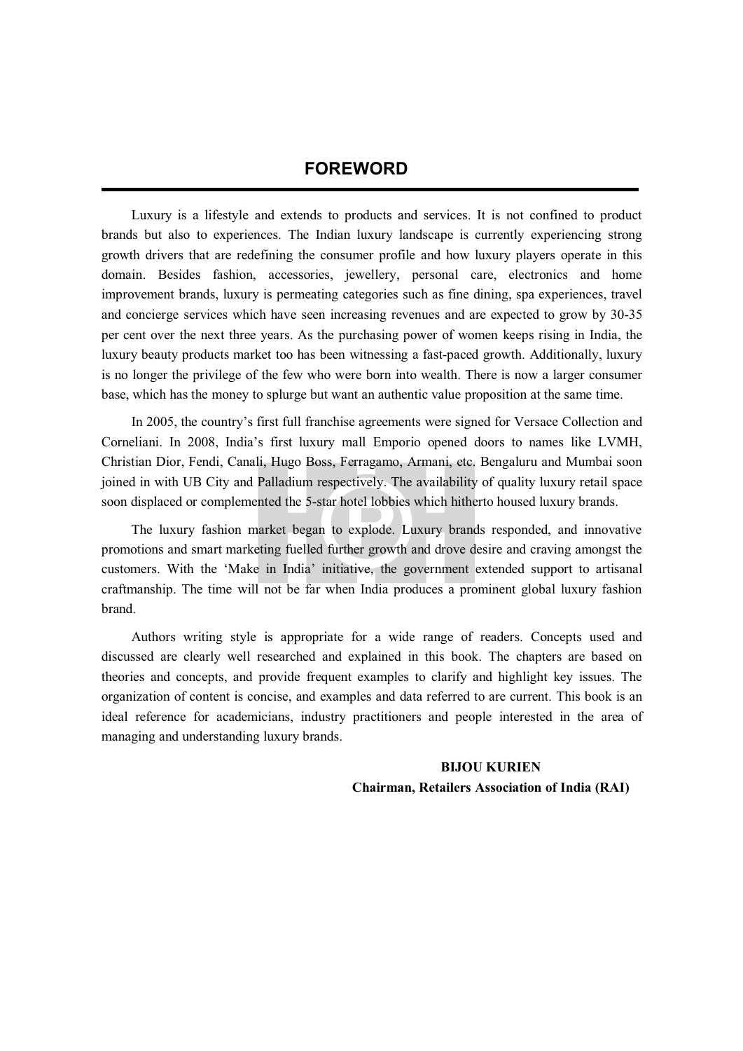# FOREWORD

Luxury is a lifestyle and extends to products and services. It is not confined to product brands but also to experiences. The Indian luxury landscape is currently experiencing strong growth drivers that are redefining the consumer profile and how luxury players operate in this domain. Besides fashion, accessories, jewellery, personal care, electronics and home improvement brands, luxury is permeating categories such as fine dining, spa experiences, travel and concierge services which have seen increasing revenues and are expected to grow by 30-35 per cent over the next three years. As the purchasing power of women keeps rising in India, the luxury beauty products market too has been witnessing a fast-paced growth. Additionally, luxury is no longer the privilege of the few who were born into wealth. There is now a larger consumer base, which has the money to splurge but want an authentic value proposition at the same time.

In 2005, the country's first full franchise agreements were signed for Versace Collection and Corneliani. In 2008, India's first luxury mall Emporio opened doors to names like LVMH, Christian Dior, Fendi, Canali, Hugo Boss, Ferragamo, Armani, etc. Bengaluru and Mumbai soon joined in with UB City and Palladium respectively. The availability of quality luxury retail space soon displaced or complemented the 5-star hotel lobbies which hitherto housed luxury brands.

The luxury fashion market began to explode. Luxury brands responded, and innovative promotions and smart marketing fuelled further growth and drove desire and craving amongst the customers. With the 'Make in India' initiative, the government extended support to artisanal craftmanship. The time will not be far when India produces a prominent global luxury fashion brand.

Authors writing style is appropriate for a wide range of readers. Concepts used and discussed are clearly well researched and explained in this book. The chapters are based on theories and concepts, and provide frequent examples to clarify and highlight key issues. The organization of content is concise, and examples and data referred to are current. This book is an ideal reference for academicians, industry practitioners and people interested in the area of managing and understanding luxury brands.

**BIJOU KURIEN**
**Chairman, Retailers Association of India (RAI)**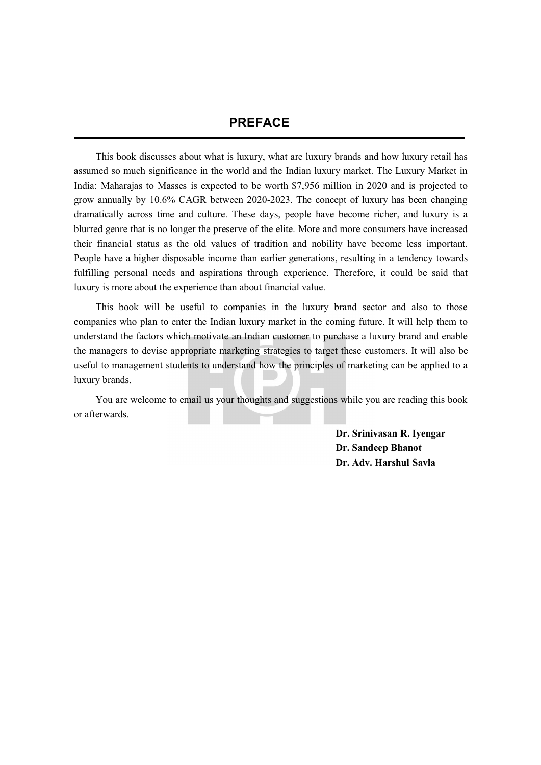# PREFACE

This book discusses about what is luxury, what are luxury brands and how luxury retail has assumed so much significance in the world and the Indian luxury market. The Luxury Market in India: Maharajas to Masses is expected to be worth $7,956 million in 2020 and is projected to grow annually by 10.6% CAGR between 2020-2023. The concept of luxury has been changing dramatically across time and culture. These days, people have become richer, and luxury is a blurred genre that is no longer the preserve of the elite. More and more consumers have increased their financial status as the old values of tradition and nobility have become less important. People have a higher disposable income than earlier generations, resulting in a tendency towards fulfilling personal needs and aspirations through experience. Therefore, it could be said that luxury is more about the experience than about financial value.

This book will be useful to companies in the luxury brand sector and also to those companies who plan to enter the Indian luxury market in the coming future. It will help them to understand the factors which motivate an Indian customer to purchase a luxury brand and enable the managers to devise appropriate marketing strategies to target these customers. It will also be useful to management students to understand how the principles of marketing can be applied to a luxury brands.

You are welcome to email us your thoughts and suggestions while you are reading this book or afterwards.

**Dr. Srinivasan R. Iyengar**
**Dr. Sandeep Bhanot**
**Dr. Adv. Harshul Savla**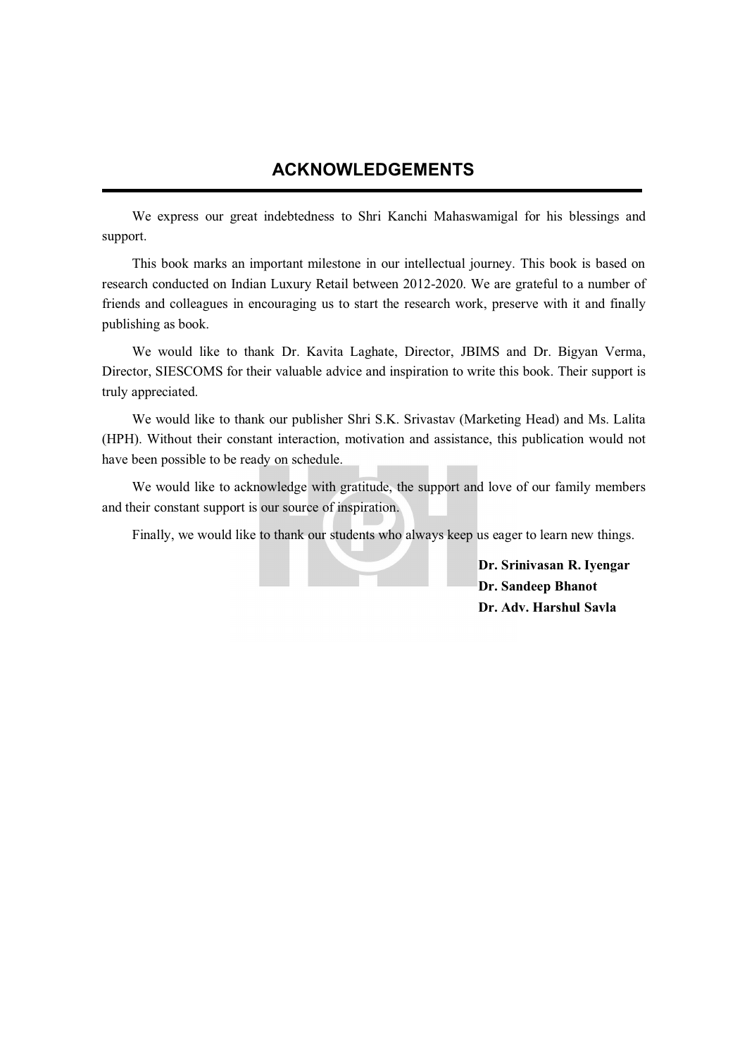# ACKNOWLEDGEMENTS

We express our great indebtedness to Shri Kanchi Mahaswamigal for his blessings and support.

This book marks an important milestone in our intellectual journey. This book is based on research conducted on Indian Luxury Retail between 2012-2020. We are grateful to a number of friends and colleagues in encouraging us to start the research work, preserve with it and finally publishing as book.

We would like to thank Dr. Kavita Laghate, Director, JBIMS and Dr. Bigyan Verma, Director, SIESCOMS for their valuable advice and inspiration to write this book. Their support is truly appreciated.

We would like to thank our publisher Shri S.K. Srivastav (Marketing Head) and Ms. Lalita (HPH). Without their constant interaction, motivation and assistance, this publication would not have been possible to be ready on schedule.

We would like to acknowledge with gratitude, the support and love of our family members and their constant support is our source of inspiration.

Finally, we would like to thank our students who always keep us eager to learn new things.

**Dr. Srinivasan R. Iyengar**
**Dr. Sandeep Bhanot**
**Dr. Adv. Harshul Savla**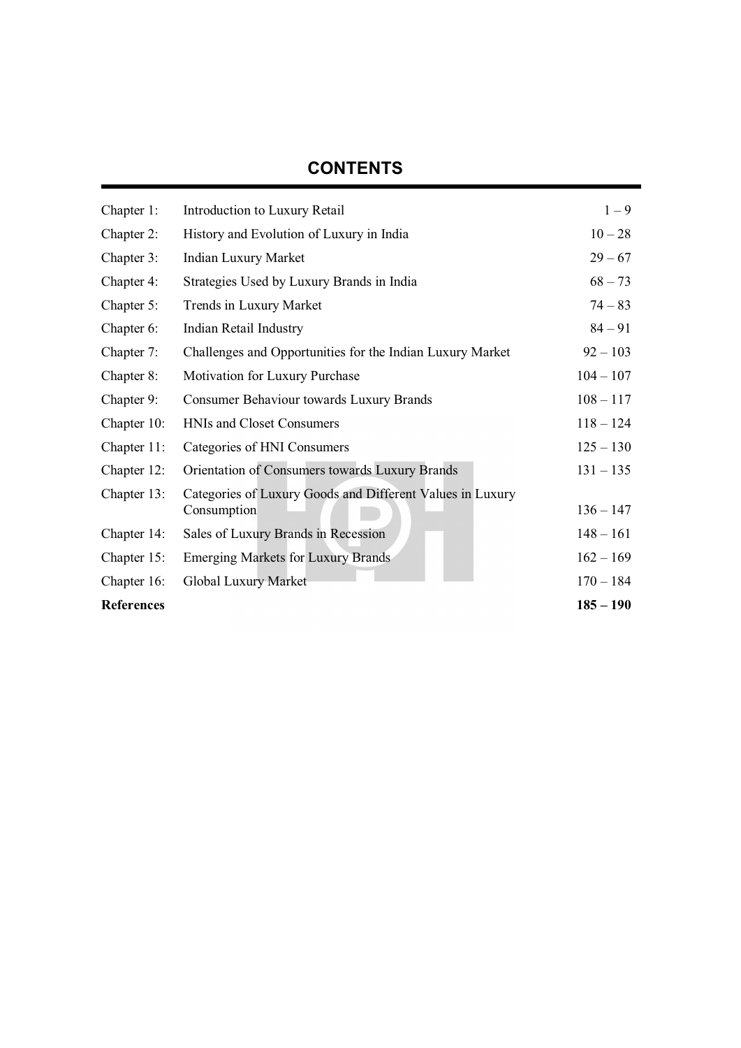# CONTENTS

| | | |
|---|---|---|
| Chapter 1: | Introduction to Luxury Retail | 1 – 9 |
| Chapter 2: | History and Evolution of Luxury in India | 10 – 28 |
| Chapter 3: | Indian Luxury Market | 29 – 67 |
| Chapter 4: | Strategies Used by Luxury Brands in India | 68 – 73 |
| Chapter 5: | Trends in Luxury Market | 74 – 83 |
| Chapter 6: | Indian Retail Industry | 84 – 91 |
| Chapter 7: | Challenges and Opportunities for the Indian Luxury Market | 92 – 103 |
| Chapter 8: | Motivation for Luxury Purchase | 104 – 107 |
| Chapter 9: | Consumer Behaviour towards Luxury Brands | 108 – 117 |
| Chapter 10: | HNIs and Closet Consumers | 118 – 124 |
| Chapter 11: | Categories of HNI Consumers | 125 – 130 |
| Chapter 12: | Orientation of Consumers towards Luxury Brands | 131 – 135 |
| Chapter 13: | Categories of Luxury Goods and Different Values in Luxury Consumption | 136 – 147 |
| Chapter 14: | Sales of Luxury Brands in Recession | 148 – 161 |
| Chapter 15: | Emerging Markets for Luxury Brands | 162 – 169 |
| Chapter 16: | Global Luxury Market | 170 – 184 |
| **References** | | **185 – 190** |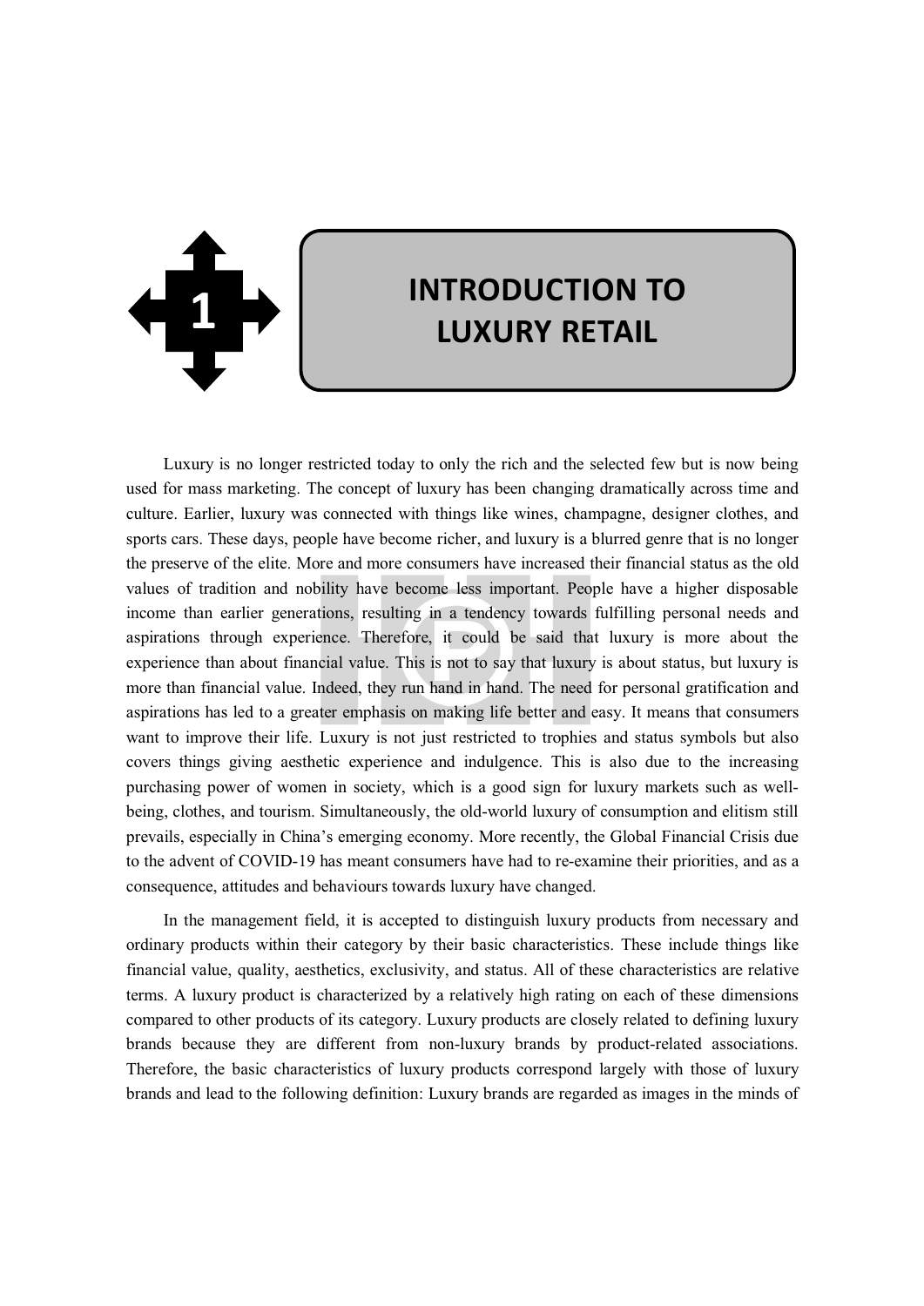# 1 INTRODUCTION TO LUXURY RETAIL

Luxury is no longer restricted today to only the rich and the selected few but is now being used for mass marketing. The concept of luxury has been changing dramatically across time and culture. Earlier, luxury was connected with things like wines, champagne, designer clothes, and sports cars. These days, people have become richer, and luxury is a blurred genre that is no longer the preserve of the elite. More and more consumers have increased their financial status as the old values of tradition and nobility have become less important. People have a higher disposable income than earlier generations, resulting in a tendency towards fulfilling personal needs and aspirations through experience. Therefore, it could be said that luxury is more about the experience than about financial value. This is not to say that luxury is about status, but luxury is more than financial value. Indeed, they run hand in hand. The need for personal gratification and aspirations has led to a greater emphasis on making life better and easy. It means that consumers want to improve their life. Luxury is not just restricted to trophies and status symbols but also covers things giving aesthetic experience and indulgence. This is also due to the increasing purchasing power of women in society, which is a good sign for luxury markets such as well-being, clothes, and tourism. Simultaneously, the old-world luxury of consumption and elitism still prevails, especially in China's emerging economy. More recently, the Global Financial Crisis due to the advent of COVID-19 has meant consumers have had to re-examine their priorities, and as a consequence, attitudes and behaviours towards luxury have changed.

In the management field, it is accepted to distinguish luxury products from necessary and ordinary products within their category by their basic characteristics. These include things like financial value, quality, aesthetics, exclusivity, and status. All of these characteristics are relative terms. A luxury product is characterized by a relatively high rating on each of these dimensions compared to other products of its category. Luxury products are closely related to defining luxury brands because they are different from non-luxury brands by product-related associations. Therefore, the basic characteristics of luxury products correspond largely with those of luxury brands and lead to the following definition: Luxury brands are regarded as images in the minds of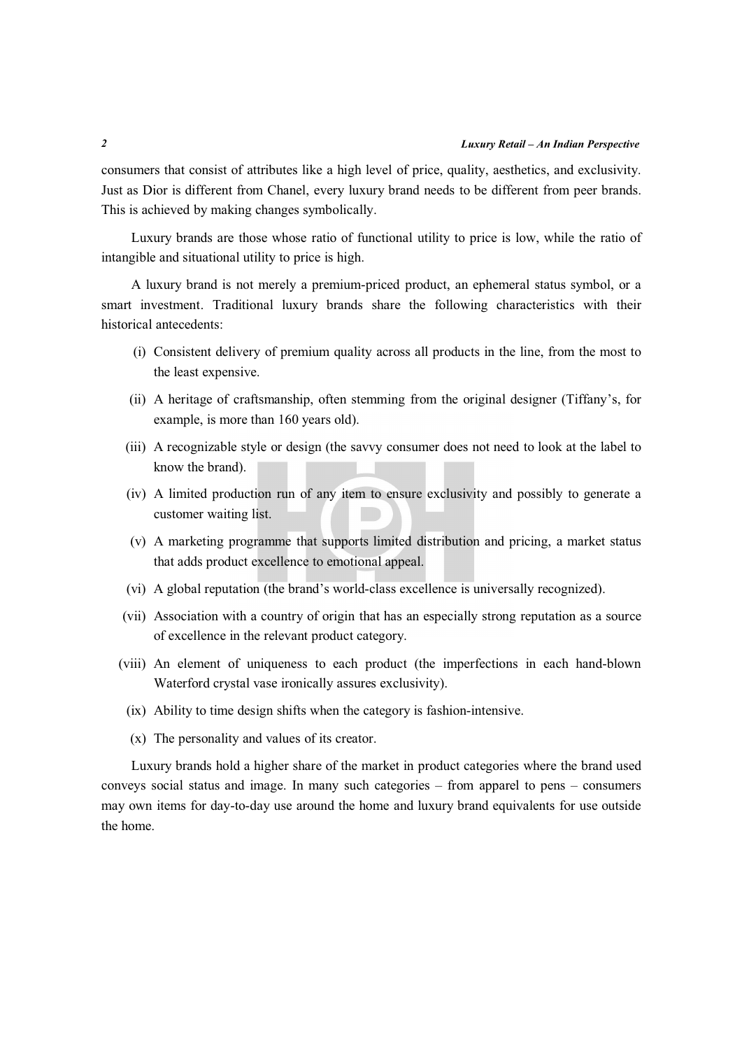consumers that consist of attributes like a high level of price, quality, aesthetics, and exclusivity. Just as Dior is different from Chanel, every luxury brand needs to be different from peer brands. This is achieved by making changes symbolically.

Luxury brands are those whose ratio of functional utility to price is low, while the ratio of intangible and situational utility to price is high.

A luxury brand is not merely a premium-priced product, an ephemeral status symbol, or a smart investment. Traditional luxury brands share the following characteristics with their historical antecedents:

(i) Consistent delivery of premium quality across all products in the line, from the most to the least expensive.

(ii) A heritage of craftsmanship, often stemming from the original designer (Tiffany's, for example, is more than 160 years old).

(iii) A recognizable style or design (the savvy consumer does not need to look at the label to know the brand).

(iv) A limited production run of any item to ensure exclusivity and possibly to generate a customer waiting list.

(v) A marketing programme that supports limited distribution and pricing, a market status that adds product excellence to emotional appeal.

(vi) A global reputation (the brand's world-class excellence is universally recognized).

(vii) Association with a country of origin that has an especially strong reputation as a source of excellence in the relevant product category.

(viii) An element of uniqueness to each product (the imperfections in each hand-blown Waterford crystal vase ironically assures exclusivity).

(ix) Ability to time design shifts when the category is fashion-intensive.

(x) The personality and values of its creator.

Luxury brands hold a higher share of the market in product categories where the brand used conveys social status and image. In many such categories – from apparel to pens – consumers may own items for day-to-day use around the home and luxury brand equivalents for use outside the home.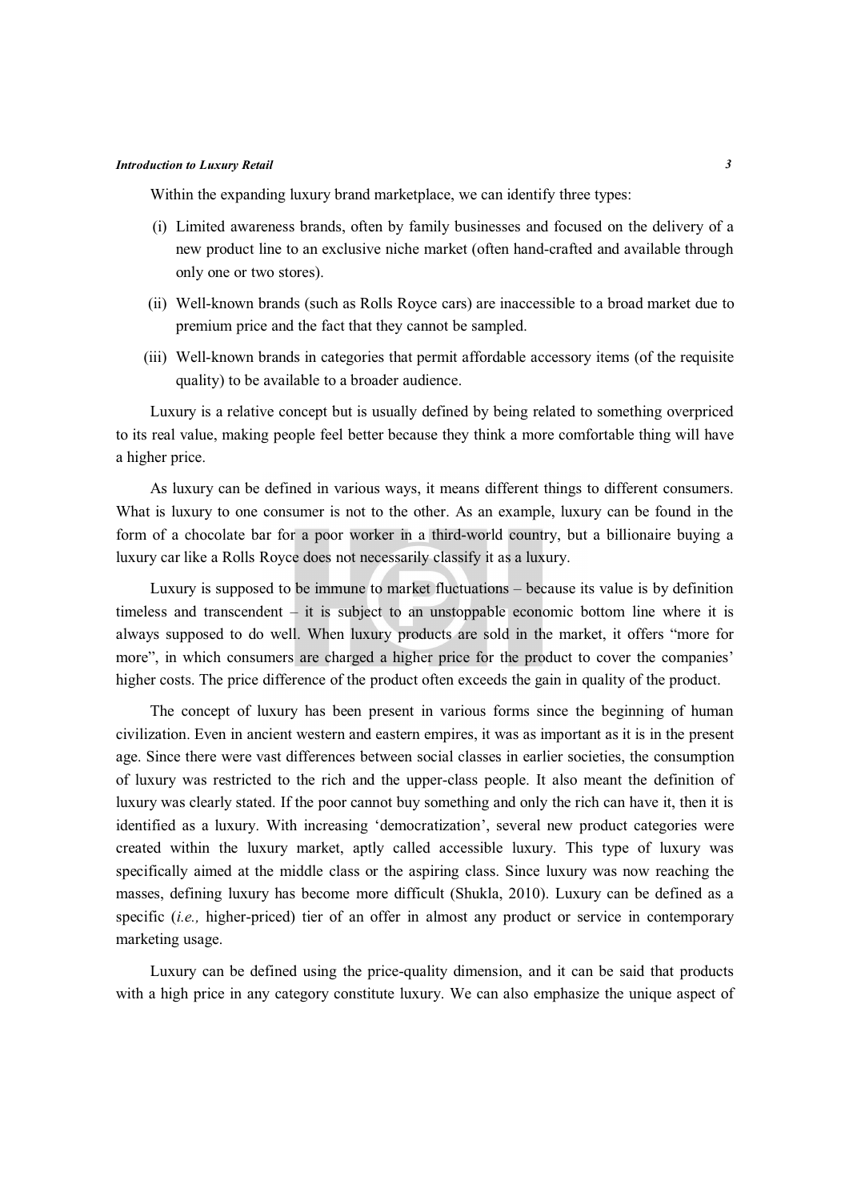Within the expanding luxury brand marketplace, we can identify three types:

(i) Limited awareness brands, often by family businesses and focused on the delivery of a new product line to an exclusive niche market (often hand-crafted and available through only one or two stores).

(ii) Well-known brands (such as Rolls Royce cars) are inaccessible to a broad market due to premium price and the fact that they cannot be sampled.

(iii) Well-known brands in categories that permit affordable accessory items (of the requisite quality) to be available to a broader audience.

Luxury is a relative concept but is usually defined by being related to something overpriced to its real value, making people feel better because they think a more comfortable thing will have a higher price.

As luxury can be defined in various ways, it means different things to different consumers. What is luxury to one consumer is not to the other. As an example, luxury can be found in the form of a chocolate bar for a poor worker in a third-world country, but a billionaire buying a luxury car like a Rolls Royce does not necessarily classify it as a luxury.

Luxury is supposed to be immune to market fluctuations – because its value is by definition timeless and transcendent – it is subject to an unstoppable economic bottom line where it is always supposed to do well. When luxury products are sold in the market, it offers "more for more", in which consumers are charged a higher price for the product to cover the companies' higher costs. The price difference of the product often exceeds the gain in quality of the product.

The concept of luxury has been present in various forms since the beginning of human civilization. Even in ancient western and eastern empires, it was as important as it is in the present age. Since there were vast differences between social classes in earlier societies, the consumption of luxury was restricted to the rich and the upper-class people. It also meant the definition of luxury was clearly stated. If the poor cannot buy something and only the rich can have it, then it is identified as a luxury. With increasing 'democratization', several new product categories were created within the luxury market, aptly called accessible luxury. This type of luxury was specifically aimed at the middle class or the aspiring class. Since luxury was now reaching the masses, defining luxury has become more difficult (Shukla, 2010). Luxury can be defined as a specific (*i.e.,* higher-priced) tier of an offer in almost any product or service in contemporary marketing usage.

Luxury can be defined using the price-quality dimension, and it can be said that products with a high price in any category constitute luxury. We can also emphasize the unique aspect of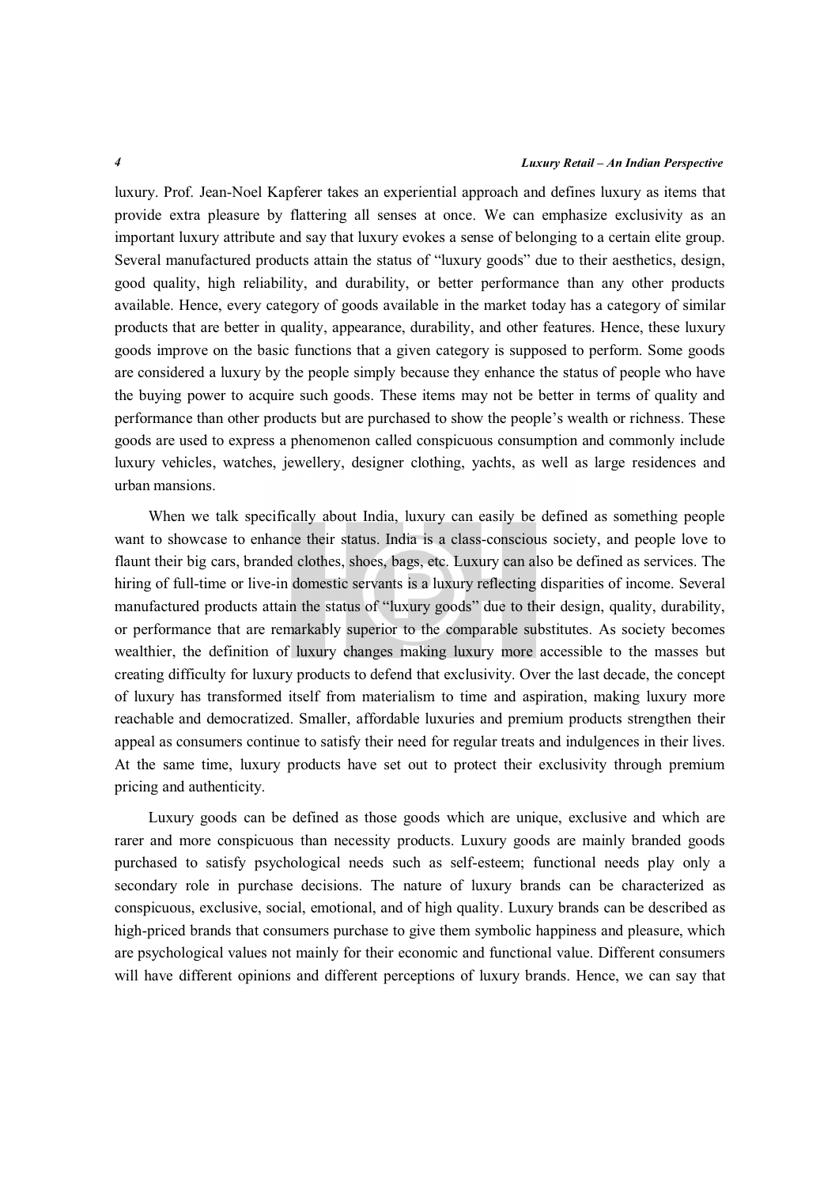luxury. Prof. Jean-Noel Kapferer takes an experiential approach and defines luxury as items that provide extra pleasure by flattering all senses at once. We can emphasize exclusivity as an important luxury attribute and say that luxury evokes a sense of belonging to a certain elite group. Several manufactured products attain the status of "luxury goods" due to their aesthetics, design, good quality, high reliability, and durability, or better performance than any other products available. Hence, every category of goods available in the market today has a category of similar products that are better in quality, appearance, durability, and other features. Hence, these luxury goods improve on the basic functions that a given category is supposed to perform. Some goods are considered a luxury by the people simply because they enhance the status of people who have the buying power to acquire such goods. These items may not be better in terms of quality and performance than other products but are purchased to show the people's wealth or richness. These goods are used to express a phenomenon called conspicuous consumption and commonly include luxury vehicles, watches, jewellery, designer clothing, yachts, as well as large residences and urban mansions.

When we talk specifically about India, luxury can easily be defined as something people want to showcase to enhance their status. India is a class-conscious society, and people love to flaunt their big cars, branded clothes, shoes, bags, etc. Luxury can also be defined as services. The hiring of full-time or live-in domestic servants is a luxury reflecting disparities of income. Several manufactured products attain the status of "luxury goods" due to their design, quality, durability, or performance that are remarkably superior to the comparable substitutes. As society becomes wealthier, the definition of luxury changes making luxury more accessible to the masses but creating difficulty for luxury products to defend that exclusivity. Over the last decade, the concept of luxury has transformed itself from materialism to time and aspiration, making luxury more reachable and democratized. Smaller, affordable luxuries and premium products strengthen their appeal as consumers continue to satisfy their need for regular treats and indulgences in their lives. At the same time, luxury products have set out to protect their exclusivity through premium pricing and authenticity.

Luxury goods can be defined as those goods which are unique, exclusive and which are rarer and more conspicuous than necessity products. Luxury goods are mainly branded goods purchased to satisfy psychological needs such as self-esteem; functional needs play only a secondary role in purchase decisions. The nature of luxury brands can be characterized as conspicuous, exclusive, social, emotional, and of high quality. Luxury brands can be described as high-priced brands that consumers purchase to give them symbolic happiness and pleasure, which are psychological values not mainly for their economic and functional value. Different consumers will have different opinions and different perceptions of luxury brands. Hence, we can say that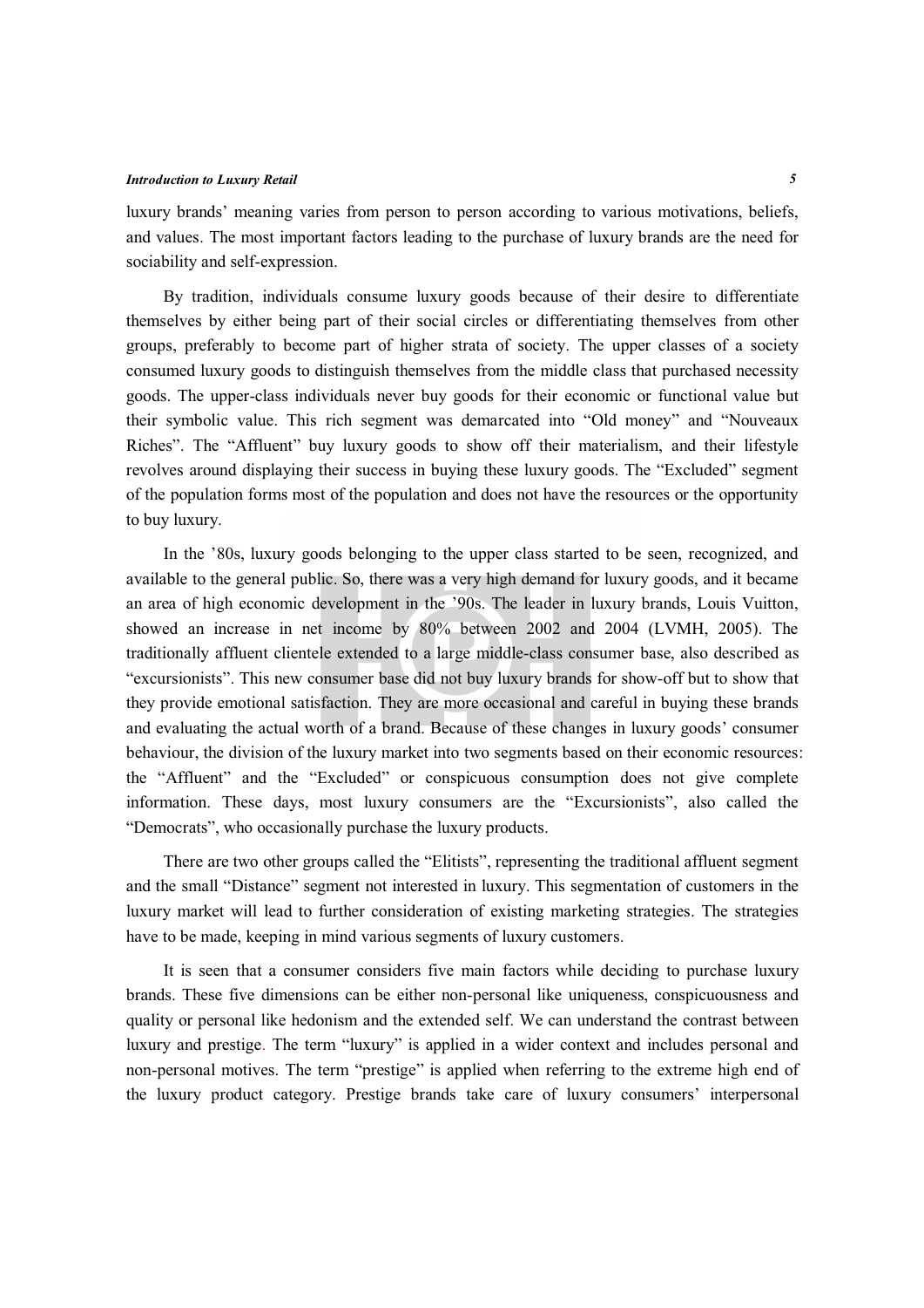luxury brands' meaning varies from person to person according to various motivations, beliefs, and values. The most important factors leading to the purchase of luxury brands are the need for sociability and self-expression.

By tradition, individuals consume luxury goods because of their desire to differentiate themselves by either being part of their social circles or differentiating themselves from other groups, preferably to become part of higher strata of society. The upper classes of a society consumed luxury goods to distinguish themselves from the middle class that purchased necessity goods. The upper-class individuals never buy goods for their economic or functional value but their symbolic value. This rich segment was demarcated into "Old money" and "Nouveaux Riches". The "Affluent" buy luxury goods to show off their materialism, and their lifestyle revolves around displaying their success in buying these luxury goods. The "Excluded" segment of the population forms most of the population and does not have the resources or the opportunity to buy luxury.

In the '80s, luxury goods belonging to the upper class started to be seen, recognized, and available to the general public. So, there was a very high demand for luxury goods, and it became an area of high economic development in the '90s. The leader in luxury brands, Louis Vuitton, showed an increase in net income by 80% between 2002 and 2004 (LVMH, 2005). The traditionally affluent clientele extended to a large middle-class consumer base, also described as "excursionists". This new consumer base did not buy luxury brands for show-off but to show that they provide emotional satisfaction. They are more occasional and careful in buying these brands and evaluating the actual worth of a brand. Because of these changes in luxury goods' consumer behaviour, the division of the luxury market into two segments based on their economic resources: the "Affluent" and the "Excluded" or conspicuous consumption does not give complete information. These days, most luxury consumers are the "Excursionists", also called the "Democrats", who occasionally purchase the luxury products.

There are two other groups called the "Elitists", representing the traditional affluent segment and the small "Distance" segment not interested in luxury. This segmentation of customers in the luxury market will lead to further consideration of existing marketing strategies. The strategies have to be made, keeping in mind various segments of luxury customers.

It is seen that a consumer considers five main factors while deciding to purchase luxury brands. These five dimensions can be either non-personal like uniqueness, conspicuousness and quality or personal like hedonism and the extended self. We can understand the contrast between luxury and prestige. The term "luxury" is applied in a wider context and includes personal and non-personal motives. The term "prestige" is applied when referring to the extreme high end of the luxury product category. Prestige brands take care of luxury consumers' interpersonal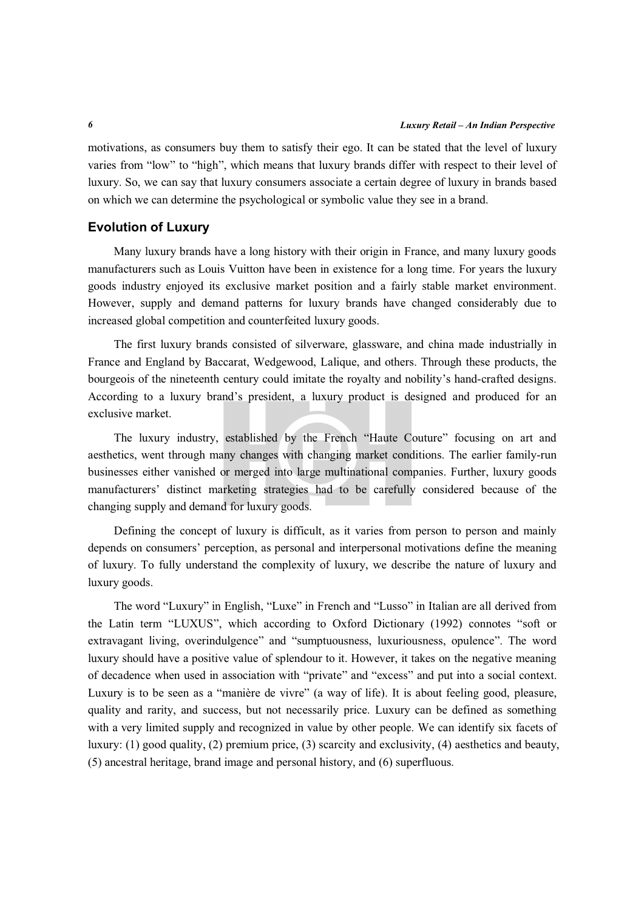motivations, as consumers buy them to satisfy their ego. It can be stated that the level of luxury varies from "low" to "high", which means that luxury brands differ with respect to their level of luxury. So, we can say that luxury consumers associate a certain degree of luxury in brands based on which we can determine the psychological or symbolic value they see in a brand.

## Evolution of Luxury

Many luxury brands have a long history with their origin in France, and many luxury goods manufacturers such as Louis Vuitton have been in existence for a long time. For years the luxury goods industry enjoyed its exclusive market position and a fairly stable market environment. However, supply and demand patterns for luxury brands have changed considerably due to increased global competition and counterfeited luxury goods.

The first luxury brands consisted of silverware, glassware, and china made industrially in France and England by Baccarat, Wedgewood, Lalique, and others. Through these products, the bourgeois of the nineteenth century could imitate the royalty and nobility's hand-crafted designs. According to a luxury brand's president, a luxury product is designed and produced for an exclusive market.

The luxury industry, established by the French "Haute Couture" focusing on art and aesthetics, went through many changes with changing market conditions. The earlier family-run businesses either vanished or merged into large multinational companies. Further, luxury goods manufacturers' distinct marketing strategies had to be carefully considered because of the changing supply and demand for luxury goods.

Defining the concept of luxury is difficult, as it varies from person to person and mainly depends on consumers' perception, as personal and interpersonal motivations define the meaning of luxury. To fully understand the complexity of luxury, we describe the nature of luxury and luxury goods.

The word "Luxury" in English, "Luxe" in French and "Lusso" in Italian are all derived from the Latin term "LUXUS", which according to Oxford Dictionary (1992) connotes "soft or extravagant living, overindulgence" and "sumptuousness, luxuriousness, opulence". The word luxury should have a positive value of splendour to it. However, it takes on the negative meaning of decadence when used in association with "private" and "excess" and put into a social context. Luxury is to be seen as a "manière de vivre" (a way of life). It is about feeling good, pleasure, quality and rarity, and success, but not necessarily price. Luxury can be defined as something with a very limited supply and recognized in value by other people. We can identify six facets of luxury: (1) good quality, (2) premium price, (3) scarcity and exclusivity, (4) aesthetics and beauty, (5) ancestral heritage, brand image and personal history, and (6) superfluous.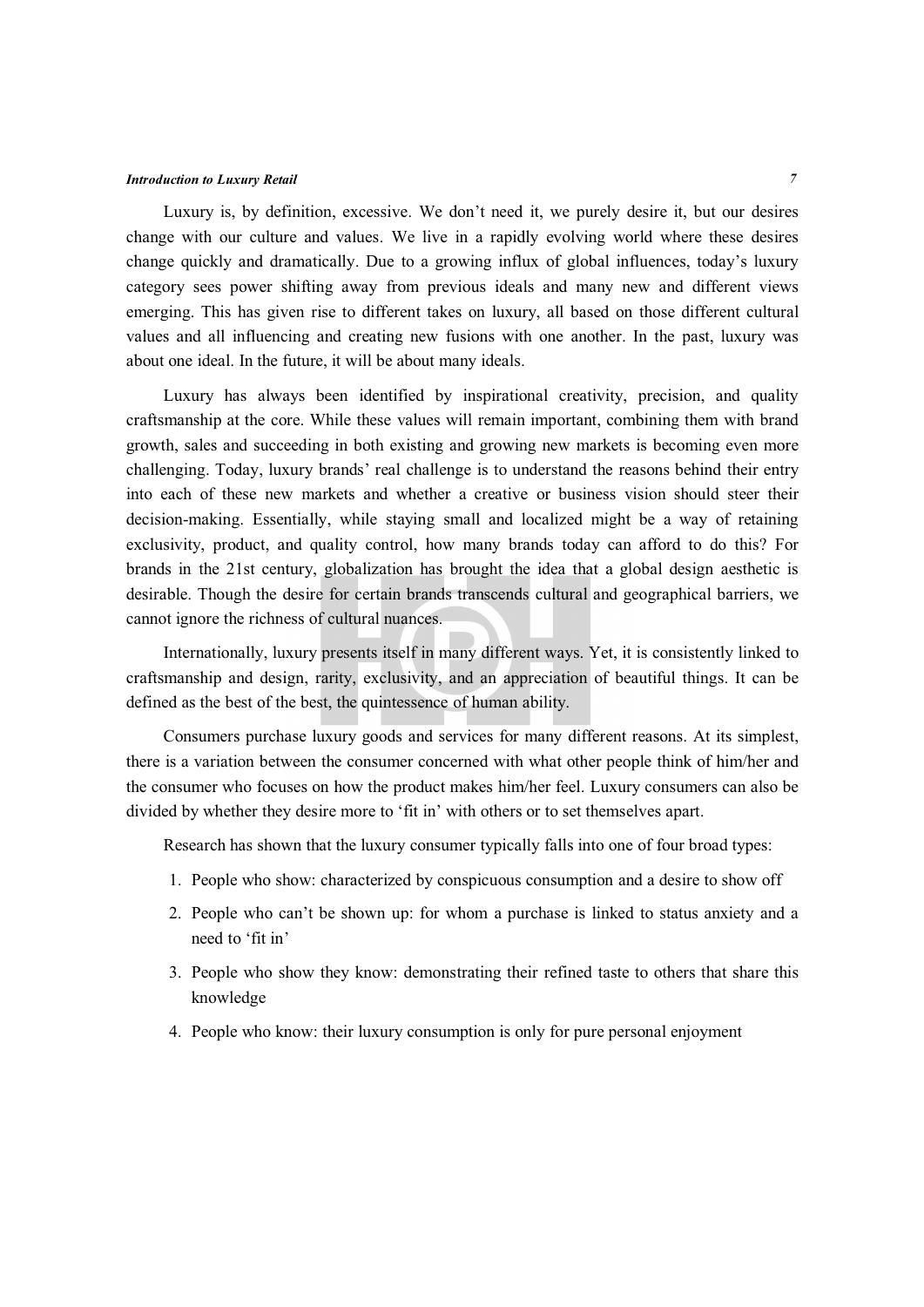Luxury is, by definition, excessive. We don't need it, we purely desire it, but our desires change with our culture and values. We live in a rapidly evolving world where these desires change quickly and dramatically. Due to a growing influx of global influences, today's luxury category sees power shifting away from previous ideals and many new and different views emerging. This has given rise to different takes on luxury, all based on those different cultural values and all influencing and creating new fusions with one another. In the past, luxury was about one ideal. In the future, it will be about many ideals.

Luxury has always been identified by inspirational creativity, precision, and quality craftsmanship at the core. While these values will remain important, combining them with brand growth, sales and succeeding in both existing and growing new markets is becoming even more challenging. Today, luxury brands' real challenge is to understand the reasons behind their entry into each of these new markets and whether a creative or business vision should steer their decision-making. Essentially, while staying small and localized might be a way of retaining exclusivity, product, and quality control, how many brands today can afford to do this? For brands in the 21st century, globalization has brought the idea that a global design aesthetic is desirable. Though the desire for certain brands transcends cultural and geographical barriers, we cannot ignore the richness of cultural nuances.

Internationally, luxury presents itself in many different ways. Yet, it is consistently linked to craftsmanship and design, rarity, exclusivity, and an appreciation of beautiful things. It can be defined as the best of the best, the quintessence of human ability.

Consumers purchase luxury goods and services for many different reasons. At its simplest, there is a variation between the consumer concerned with what other people think of him/her and the consumer who focuses on how the product makes him/her feel. Luxury consumers can also be divided by whether they desire more to 'fit in' with others or to set themselves apart.

Research has shown that the luxury consumer typically falls into one of four broad types:

1. People who show: characterized by conspicuous consumption and a desire to show off
2. People who can't be shown up: for whom a purchase is linked to status anxiety and a need to 'fit in'
3. People who show they know: demonstrating their refined taste to others that share this knowledge
4. People who know: their luxury consumption is only for pure personal enjoyment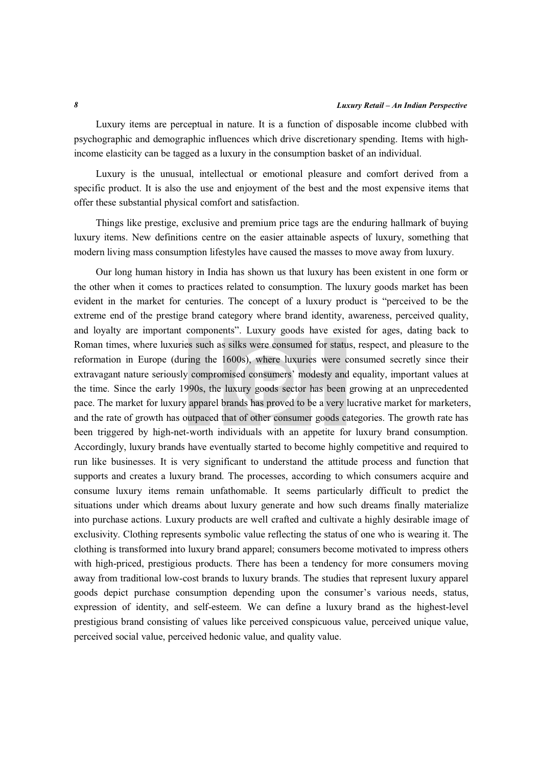Luxury items are perceptual in nature. It is a function of disposable income clubbed with psychographic and demographic influences which drive discretionary spending. Items with high-income elasticity can be tagged as a luxury in the consumption basket of an individual.

Luxury is the unusual, intellectual or emotional pleasure and comfort derived from a specific product. It is also the use and enjoyment of the best and the most expensive items that offer these substantial physical comfort and satisfaction.

Things like prestige, exclusive and premium price tags are the enduring hallmark of buying luxury items. New definitions centre on the easier attainable aspects of luxury, something that modern living mass consumption lifestyles have caused the masses to move away from luxury.

Our long human history in India has shown us that luxury has been existent in one form or the other when it comes to practices related to consumption. The luxury goods market has been evident in the market for centuries. The concept of a luxury product is "perceived to be the extreme end of the prestige brand category where brand identity, awareness, perceived quality, and loyalty are important components". Luxury goods have existed for ages, dating back to Roman times, where luxuries such as silks were consumed for status, respect, and pleasure to the reformation in Europe (during the 1600s), where luxuries were consumed secretly since their extravagant nature seriously compromised consumers' modesty and equality, important values at the time. Since the early 1990s, the luxury goods sector has been growing at an unprecedented pace. The market for luxury apparel brands has proved to be a very lucrative market for marketers, and the rate of growth has outpaced that of other consumer goods categories. The growth rate has been triggered by high-net-worth individuals with an appetite for luxury brand consumption. Accordingly, luxury brands have eventually started to become highly competitive and required to run like businesses. It is very significant to understand the attitude process and function that supports and creates a luxury brand. The processes, according to which consumers acquire and consume luxury items remain unfathomable. It seems particularly difficult to predict the situations under which dreams about luxury generate and how such dreams finally materialize into purchase actions. Luxury products are well crafted and cultivate a highly desirable image of exclusivity. Clothing represents symbolic value reflecting the status of one who is wearing it. The clothing is transformed into luxury brand apparel; consumers become motivated to impress others with high-priced, prestigious products. There has been a tendency for more consumers moving away from traditional low-cost brands to luxury brands. The studies that represent luxury apparel goods depict purchase consumption depending upon the consumer's various needs, status, expression of identity, and self-esteem. We can define a luxury brand as the highest-level prestigious brand consisting of values like perceived conspicuous value, perceived unique value, perceived social value, perceived hedonic value, and quality value.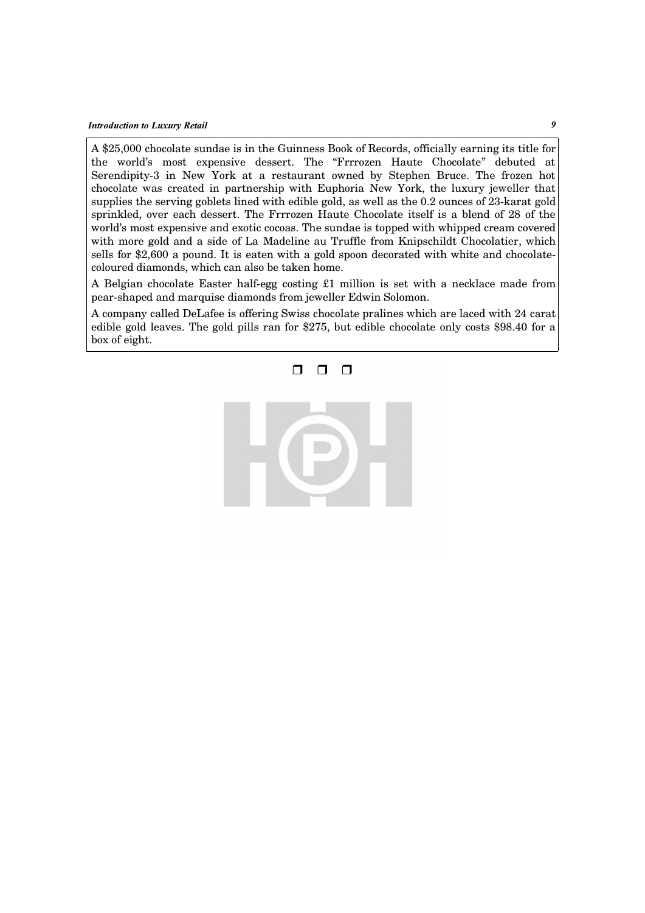A $25,000 chocolate sundae is in the Guinness Book of Records, officially earning its title for the world's most expensive dessert. The "Frrrozen Haute Chocolate" debuted at Serendipity-3 in New York at a restaurant owned by Stephen Bruce. The frozen hot chocolate was created in partnership with Euphoria New York, the luxury jeweller that supplies the serving goblets lined with edible gold, as well as the 0.2 ounces of 23-karat gold sprinkled, over each dessert. The Frrrozen Haute Chocolate itself is a blend of 28 of the world's most expensive and exotic cocoas. The sundae is topped with whipped cream covered with more gold and a side of La Madeline au Truffle from Knipschildt Chocolatier, which sells for $2,600 a pound. It is eaten with a gold spoon decorated with white and chocolate-coloured diamonds, which can also be taken home.

A Belgian chocolate Easter half-egg costing £1 million is set with a necklace made from pear-shaped and marquise diamonds from jeweller Edwin Solomon.

A company called DeLafee is offering Swiss chocolate pralines which are laced with 24 carat edible gold leaves. The gold pills ran for $275, but edible chocolate only costs $98.40 for a box of eight.

❒ ❒ ❒